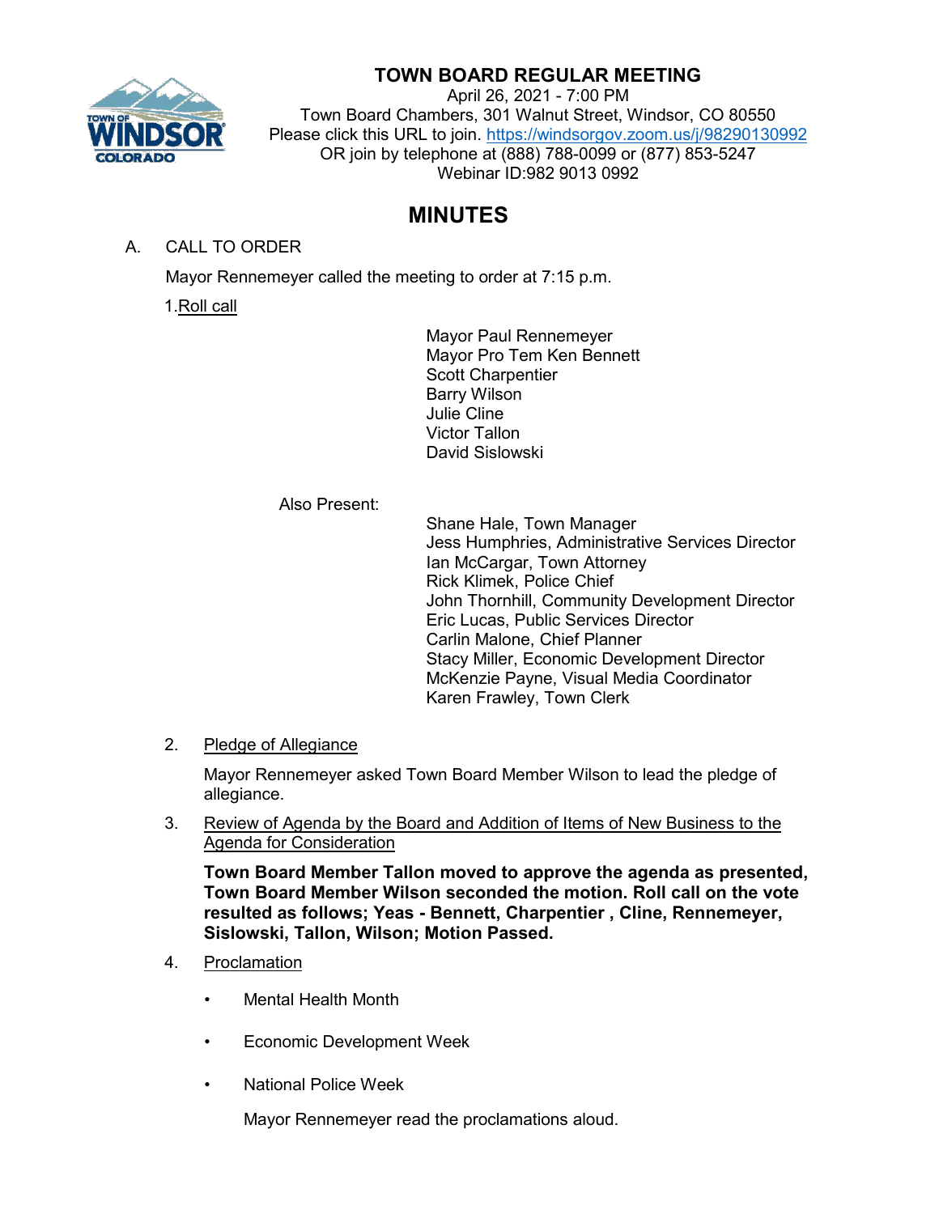# TOWN BOARD REGULAR MEETING

April 26, 2021 - 7:00 PM
Town Board Chambers, 301 Walnut Street, Windsor, CO 80550
Please click this URL to join. https://windsorgov.zoom.us/j/98290130992
OR join by telephone at (888) 788-0099 or (877) 853-5247
Webinar ID:982 9013 0992

## MINUTES

A. CALL TO ORDER

Mayor Rennemeyer called the meeting to order at 7:15 p.m.

1. Roll call

Mayor Paul Rennemeyer
Mayor Pro Tem Ken Bennett
Scott Charpentier
Barry Wilson
Julie Cline
Victor Tallon
David Sislowski

Also Present:

Shane Hale, Town Manager
Jess Humphries, Administrative Services Director
Ian McCargar, Town Attorney
Rick Klimek, Police Chief
John Thornhill, Community Development Director
Eric Lucas, Public Services Director
Carlin Malone, Chief Planner
Stacy Miller, Economic Development Director
McKenzie Payne, Visual Media Coordinator
Karen Frawley, Town Clerk

2. Pledge of Allegiance

Mayor Rennemeyer asked Town Board Member Wilson to lead the pledge of allegiance.

3. Review of Agenda by the Board and Addition of Items of New Business to the Agenda for Consideration

**Town Board Member Tallon moved to approve the agenda as presented, Town Board Member Wilson seconded the motion. Roll call on the vote resulted as follows; Yeas - Bennett, Charpentier , Cline, Rennemeyer, Sislowski, Tallon, Wilson; Motion Passed.**

4. Proclamation

- Mental Health Month
- Economic Development Week
- National Police Week

Mayor Rennemeyer read the proclamations aloud.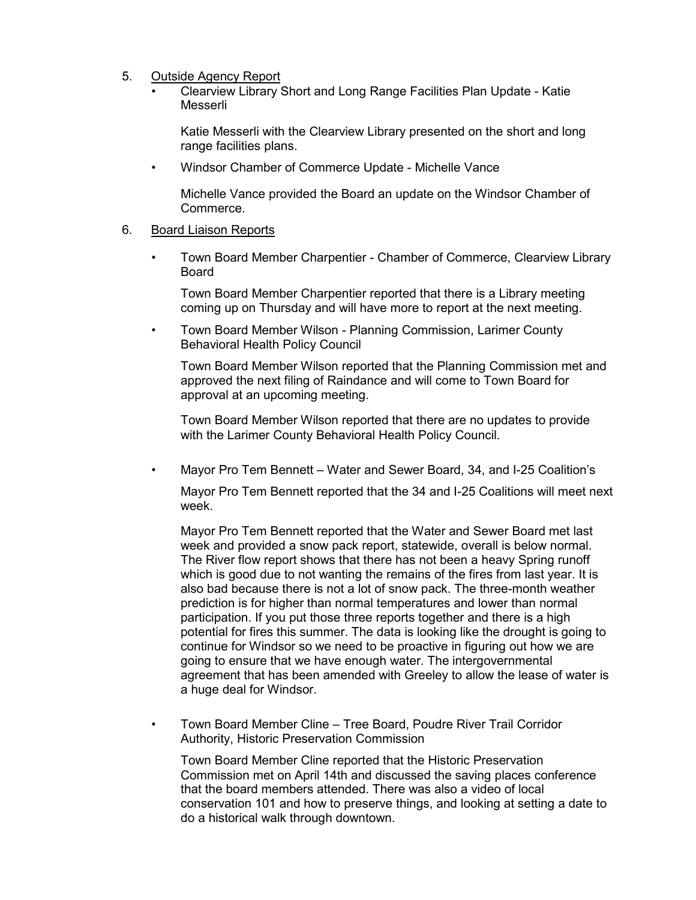5. <u>Outside Agency Report</u>
   - Clearview Library Short and Long Range Facilities Plan Update - Katie Messerli

     Katie Messerli with the Clearview Library presented on the short and long range facilities plans.

   - Windsor Chamber of Commerce Update - Michelle Vance

     Michelle Vance provided the Board an update on the Windsor Chamber of Commerce.

6. <u>Board Liaison Reports</u>

   - Town Board Member Charpentier - Chamber of Commerce, Clearview Library Board

     Town Board Member Charpentier reported that there is a Library meeting coming up on Thursday and will have more to report at the next meeting.

   - Town Board Member Wilson - Planning Commission, Larimer County Behavioral Health Policy Council

     Town Board Member Wilson reported that the Planning Commission met and approved the next filing of Raindance and will come to Town Board for approval at an upcoming meeting.

     Town Board Member Wilson reported that there are no updates to provide with the Larimer County Behavioral Health Policy Council.

   - Mayor Pro Tem Bennett – Water and Sewer Board, 34, and I-25 Coalition's

     Mayor Pro Tem Bennett reported that the 34 and I-25 Coalitions will meet next week.

     Mayor Pro Tem Bennett reported that the Water and Sewer Board met last week and provided a snow pack report, statewide, overall is below normal. The River flow report shows that there has not been a heavy Spring runoff which is good due to not wanting the remains of the fires from last year. It is also bad because there is not a lot of snow pack. The three-month weather prediction is for higher than normal temperatures and lower than normal participation. If you put those three reports together and there is a high potential for fires this summer. The data is looking like the drought is going to continue for Windsor so we need to be proactive in figuring out how we are going to ensure that we have enough water. The intergovernmental agreement that has been amended with Greeley to allow the lease of water is a huge deal for Windsor.

   - Town Board Member Cline – Tree Board, Poudre River Trail Corridor Authority, Historic Preservation Commission

     Town Board Member Cline reported that the Historic Preservation Commission met on April 14th and discussed the saving places conference that the board members attended. There was also a video of local conservation 101 and how to preserve things, and looking at setting a date to do a historical walk through downtown.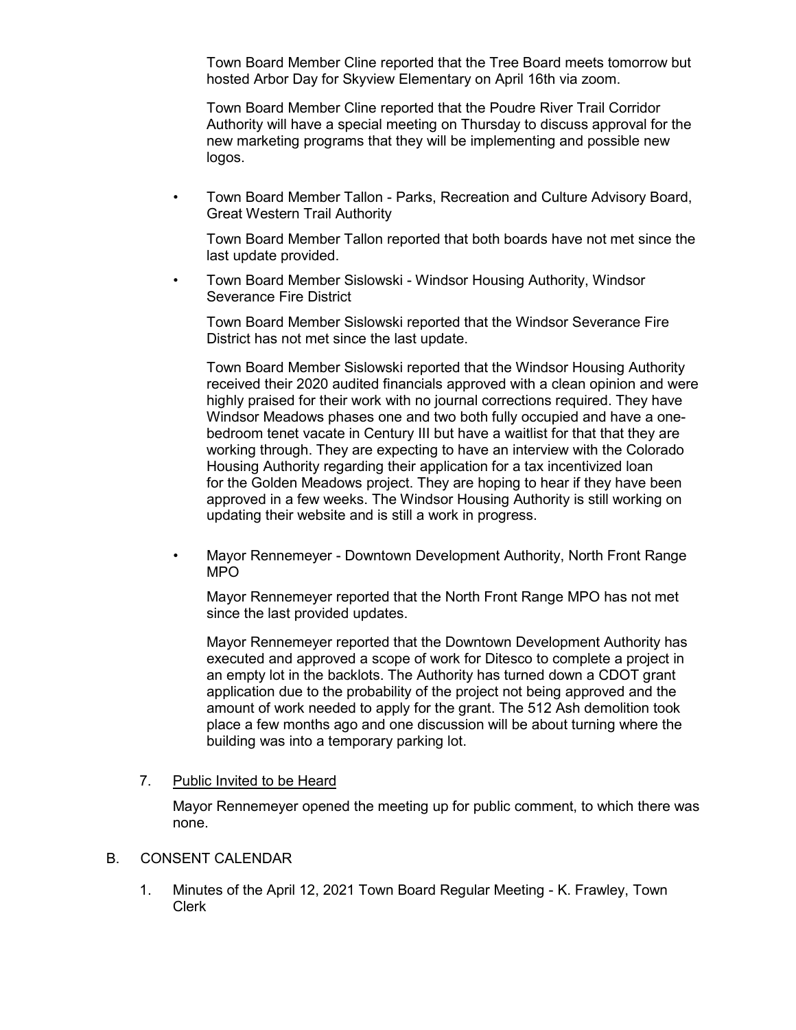Town Board Member Cline reported that the Tree Board meets tomorrow but hosted Arbor Day for Skyview Elementary on April 16th via zoom.

Town Board Member Cline reported that the Poudre River Trail Corridor Authority will have a special meeting on Thursday to discuss approval for the new marketing programs that they will be implementing and possible new logos.

- Town Board Member Tallon - Parks, Recreation and Culture Advisory Board, Great Western Trail Authority

  Town Board Member Tallon reported that both boards have not met since the last update provided.

- Town Board Member Sislowski - Windsor Housing Authority, Windsor Severance Fire District

  Town Board Member Sislowski reported that the Windsor Severance Fire District has not met since the last update.

  Town Board Member Sislowski reported that the Windsor Housing Authority received their 2020 audited financials approved with a clean opinion and were highly praised for their work with no journal corrections required. They have Windsor Meadows phases one and two both fully occupied and have a one-bedroom tenet vacate in Century III but have a waitlist for that that they are working through. They are expecting to have an interview with the Colorado Housing Authority regarding their application for a tax incentivized loan for the Golden Meadows project. They are hoping to hear if they have been approved in a few weeks. The Windsor Housing Authority is still working on updating their website and is still a work in progress.

- Mayor Rennemeyer - Downtown Development Authority, North Front Range MPO

  Mayor Rennemeyer reported that the North Front Range MPO has not met since the last provided updates.

  Mayor Rennemeyer reported that the Downtown Development Authority has executed and approved a scope of work for Ditesco to complete a project in an empty lot in the backlots. The Authority has turned down a CDOT grant application due to the probability of the project not being approved and the amount of work needed to apply for the grant. The 512 Ash demolition took place a few months ago and one discussion will be about turning where the building was into a temporary parking lot.

7. Public Invited to be Heard

   Mayor Rennemeyer opened the meeting up for public comment, to which there was none.

B. CONSENT CALENDAR

   1. Minutes of the April 12, 2021 Town Board Regular Meeting - K. Frawley, Town Clerk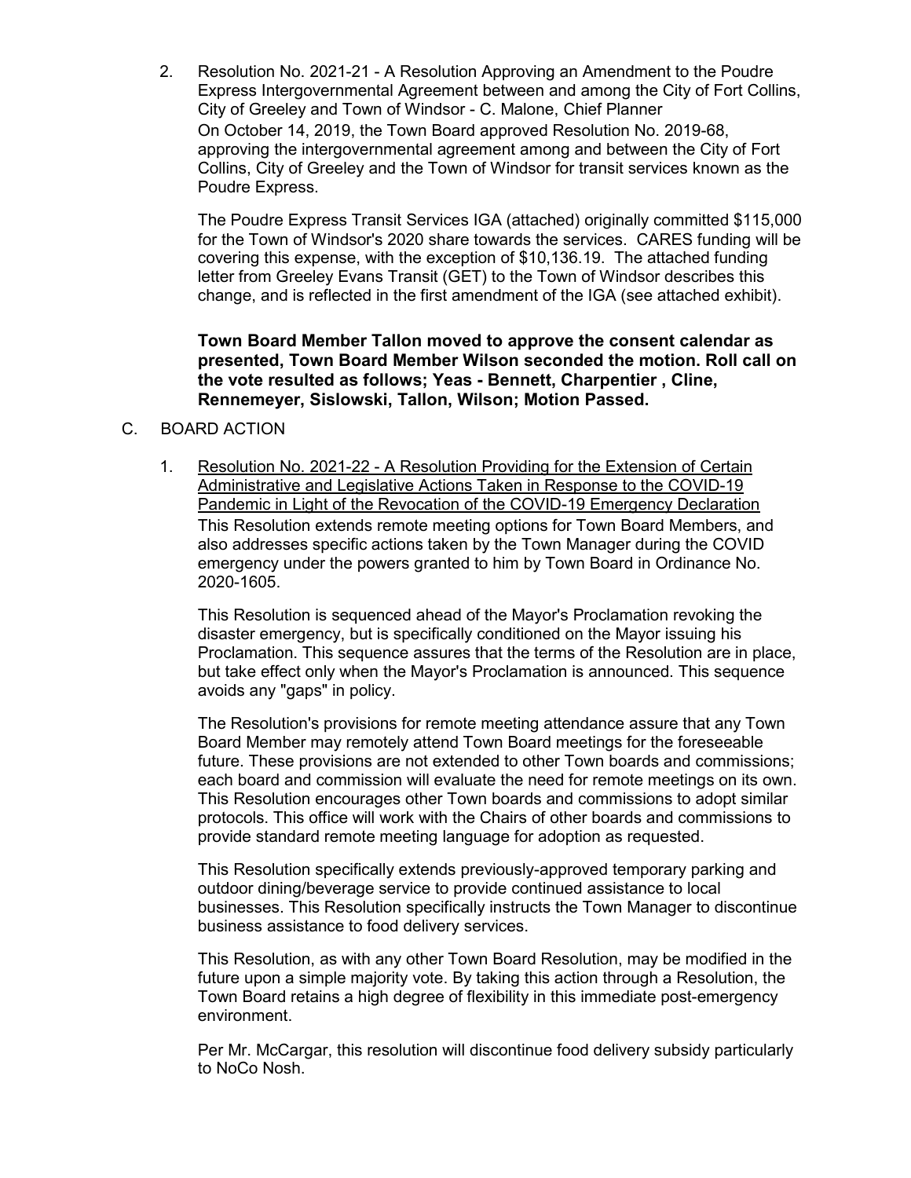2. Resolution No. 2021-21 - A Resolution Approving an Amendment to the Poudre Express Intergovernmental Agreement between and among the City of Fort Collins, City of Greeley and Town of Windsor - C. Malone, Chief Planner

   On October 14, 2019, the Town Board approved Resolution No. 2019-68, approving the intergovernmental agreement among and between the City of Fort Collins, City of Greeley and the Town of Windsor for transit services known as the Poudre Express.

   The Poudre Express Transit Services IGA (attached) originally committed $115,000 for the Town of Windsor's 2020 share towards the services. CARES funding will be covering this expense, with the exception of $10,136.19. The attached funding letter from Greeley Evans Transit (GET) to the Town of Windsor describes this change, and is reflected in the first amendment of the IGA (see attached exhibit).

   **Town Board Member Tallon moved to approve the consent calendar as presented, Town Board Member Wilson seconded the motion. Roll call on the vote resulted as follows; Yeas - Bennett, Charpentier , Cline, Rennemeyer, Sislowski, Tallon, Wilson; Motion Passed.**

C. BOARD ACTION

1. Resolution No. 2021-22 - A Resolution Providing for the Extension of Certain Administrative and Legislative Actions Taken in Response to the COVID-19 Pandemic in Light of the Revocation of the COVID-19 Emergency Declaration

   This Resolution extends remote meeting options for Town Board Members, and also addresses specific actions taken by the Town Manager during the COVID emergency under the powers granted to him by Town Board in Ordinance No. 2020-1605.

   This Resolution is sequenced ahead of the Mayor's Proclamation revoking the disaster emergency, but is specifically conditioned on the Mayor issuing his Proclamation. This sequence assures that the terms of the Resolution are in place, but take effect only when the Mayor's Proclamation is announced. This sequence avoids any "gaps" in policy.

   The Resolution's provisions for remote meeting attendance assure that any Town Board Member may remotely attend Town Board meetings for the foreseeable future. These provisions are not extended to other Town boards and commissions; each board and commission will evaluate the need for remote meetings on its own. This Resolution encourages other Town boards and commissions to adopt similar protocols. This office will work with the Chairs of other boards and commissions to provide standard remote meeting language for adoption as requested.

   This Resolution specifically extends previously-approved temporary parking and outdoor dining/beverage service to provide continued assistance to local businesses. This Resolution specifically instructs the Town Manager to discontinue business assistance to food delivery services.

   This Resolution, as with any other Town Board Resolution, may be modified in the future upon a simple majority vote. By taking this action through a Resolution, the Town Board retains a high degree of flexibility in this immediate post-emergency environment.

   Per Mr. McCargar, this resolution will discontinue food delivery subsidy particularly to NoCo Nosh.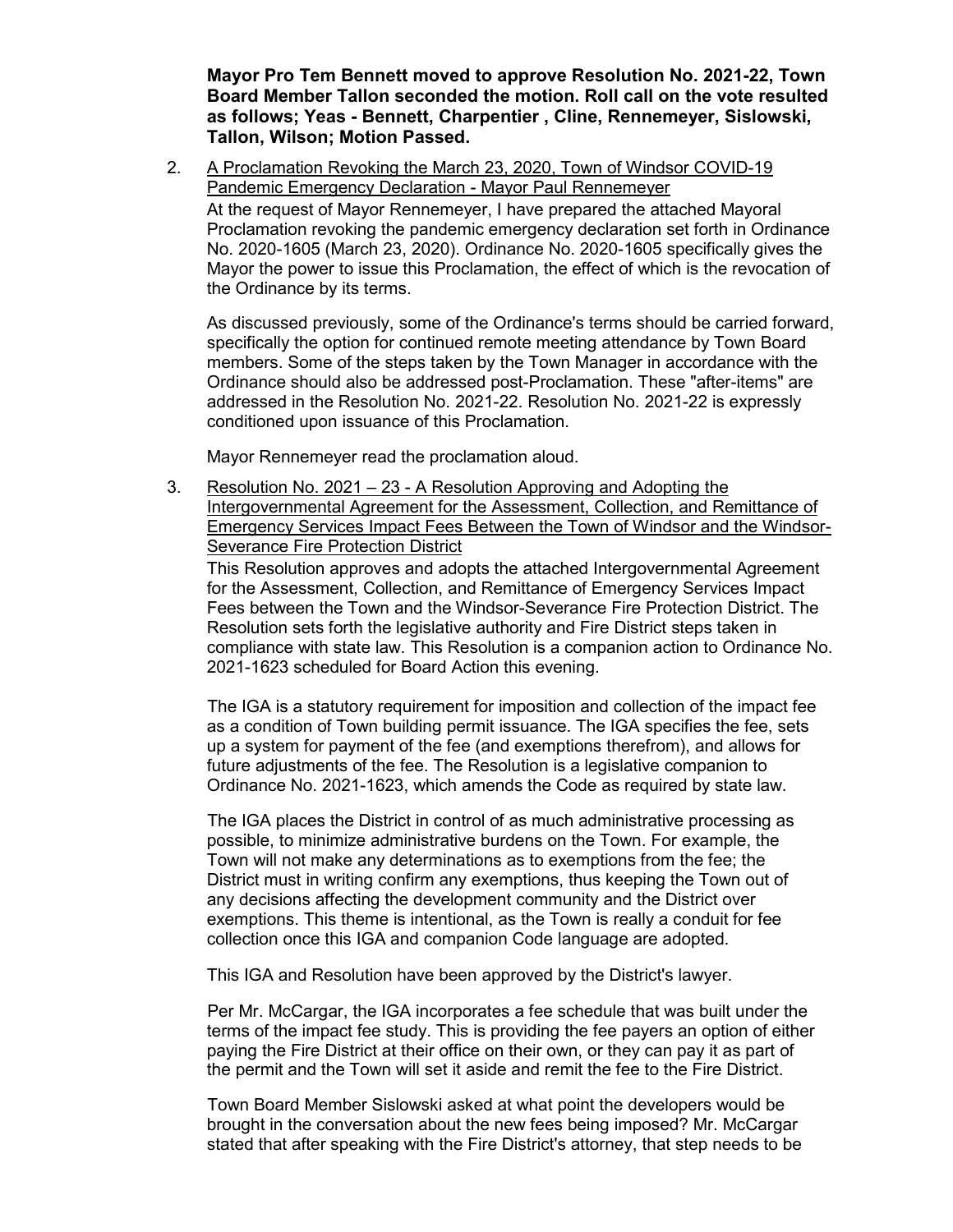**Mayor Pro Tem Bennett moved to approve Resolution No. 2021-22, Town Board Member Tallon seconded the motion. Roll call on the vote resulted as follows; Yeas - Bennett, Charpentier , Cline, Rennemeyer, Sislowski, Tallon, Wilson; Motion Passed.**

2. A Proclamation Revoking the March 23, 2020, Town of Windsor COVID-19 Pandemic Emergency Declaration - Mayor Paul Rennemeyer

   At the request of Mayor Rennemeyer, I have prepared the attached Mayoral Proclamation revoking the pandemic emergency declaration set forth in Ordinance No. 2020-1605 (March 23, 2020). Ordinance No. 2020-1605 specifically gives the Mayor the power to issue this Proclamation, the effect of which is the revocation of the Ordinance by its terms.

   As discussed previously, some of the Ordinance's terms should be carried forward, specifically the option for continued remote meeting attendance by Town Board members. Some of the steps taken by the Town Manager in accordance with the Ordinance should also be addressed post-Proclamation. These "after-items" are addressed in the Resolution No. 2021-22. Resolution No. 2021-22 is expressly conditioned upon issuance of this Proclamation.

   Mayor Rennemeyer read the proclamation aloud.

3. Resolution No. 2021 – 23 - A Resolution Approving and Adopting the Intergovernmental Agreement for the Assessment, Collection, and Remittance of Emergency Services Impact Fees Between the Town of Windsor and the Windsor-Severance Fire Protection District

   This Resolution approves and adopts the attached Intergovernmental Agreement for the Assessment, Collection, and Remittance of Emergency Services Impact Fees between the Town and the Windsor-Severance Fire Protection District. The Resolution sets forth the legislative authority and Fire District steps taken in compliance with state law. This Resolution is a companion action to Ordinance No. 2021-1623 scheduled for Board Action this evening.

   The IGA is a statutory requirement for imposition and collection of the impact fee as a condition of Town building permit issuance. The IGA specifies the fee, sets up a system for payment of the fee (and exemptions therefrom), and allows for future adjustments of the fee. The Resolution is a legislative companion to Ordinance No. 2021-1623, which amends the Code as required by state law.

   The IGA places the District in control of as much administrative processing as possible, to minimize administrative burdens on the Town. For example, the Town will not make any determinations as to exemptions from the fee; the District must in writing confirm any exemptions, thus keeping the Town out of any decisions affecting the development community and the District over exemptions. This theme is intentional, as the Town is really a conduit for fee collection once this IGA and companion Code language are adopted.

   This IGA and Resolution have been approved by the District's lawyer.

   Per Mr. McCargar, the IGA incorporates a fee schedule that was built under the terms of the impact fee study. This is providing the fee payers an option of either paying the Fire District at their office on their own, or they can pay it as part of the permit and the Town will set it aside and remit the fee to the Fire District.

   Town Board Member Sislowski asked at what point the developers would be brought in the conversation about the new fees being imposed? Mr. McCargar stated that after speaking with the Fire District's attorney, that step needs to be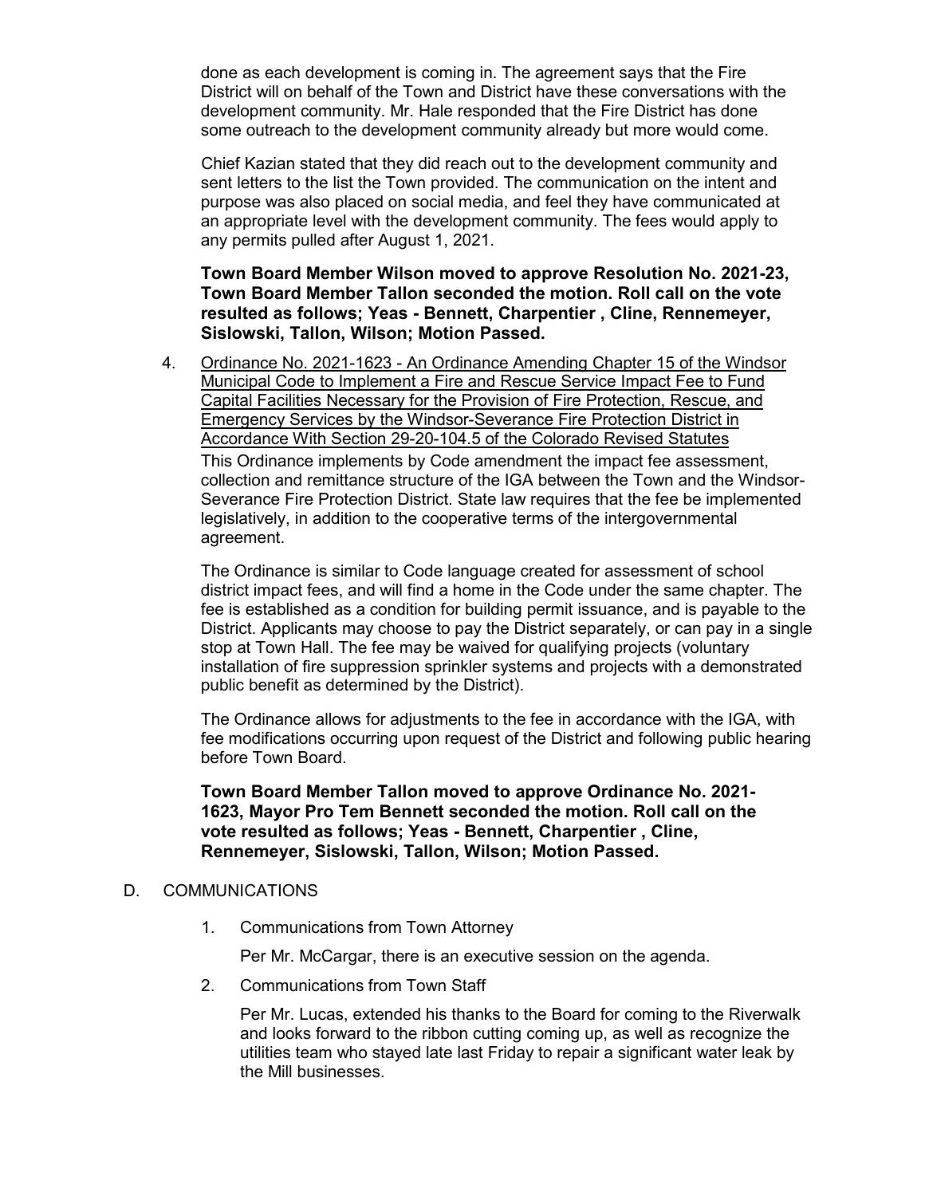done as each development is coming in. The agreement says that the Fire District will on behalf of the Town and District have these conversations with the development community. Mr. Hale responded that the Fire District has done some outreach to the development community already but more would come.

Chief Kazian stated that they did reach out to the development community and sent letters to the list the Town provided. The communication on the intent and purpose was also placed on social media, and feel they have communicated at an appropriate level with the development community. The fees would apply to any permits pulled after August 1, 2021.

**Town Board Member Wilson moved to approve Resolution No. 2021-23, Town Board Member Tallon seconded the motion. Roll call on the vote resulted as follows; Yeas - Bennett, Charpentier , Cline, Rennemeyer, Sislowski, Tallon, Wilson; Motion Passed.**

4. Ordinance No. 2021-1623 - An Ordinance Amending Chapter 15 of the Windsor Municipal Code to Implement a Fire and Rescue Service Impact Fee to Fund Capital Facilities Necessary for the Provision of Fire Protection, Rescue, and Emergency Services by the Windsor-Severance Fire Protection District in Accordance With Section 29-20-104.5 of the Colorado Revised Statutes

   This Ordinance implements by Code amendment the impact fee assessment, collection and remittance structure of the IGA between the Town and the Windsor-Severance Fire Protection District. State law requires that the fee be implemented legislatively, in addition to the cooperative terms of the intergovernmental agreement.

   The Ordinance is similar to Code language created for assessment of school district impact fees, and will find a home in the Code under the same chapter. The fee is established as a condition for building permit issuance, and is payable to the District. Applicants may choose to pay the District separately, or can pay in a single stop at Town Hall. The fee may be waived for qualifying projects (voluntary installation of fire suppression sprinkler systems and projects with a demonstrated public benefit as determined by the District).

   The Ordinance allows for adjustments to the fee in accordance with the IGA, with fee modifications occurring upon request of the District and following public hearing before Town Board.

   **Town Board Member Tallon moved to approve Ordinance No. 2021-1623, Mayor Pro Tem Bennett seconded the motion. Roll call on the vote resulted as follows; Yeas - Bennett, Charpentier , Cline, Rennemeyer, Sislowski, Tallon, Wilson; Motion Passed.**

D. COMMUNICATIONS

1. Communications from Town Attorney

   Per Mr. McCargar, there is an executive session on the agenda.

2. Communications from Town Staff

   Per Mr. Lucas, extended his thanks to the Board for coming to the Riverwalk and looks forward to the ribbon cutting coming up, as well as recognize the utilities team who stayed late last Friday to repair a significant water leak by the Mill businesses.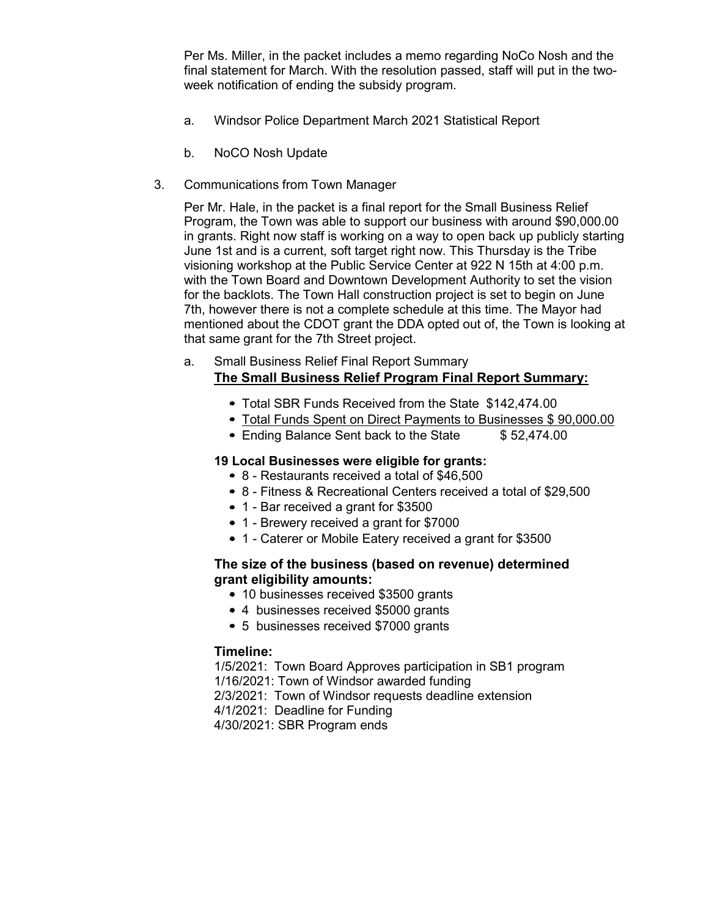Per Ms. Miller, in the packet includes a memo regarding NoCo Nosh and the final statement for March. With the resolution passed, staff will put in the two-week notification of ending the subsidy program.

a. Windsor Police Department March 2021 Statistical Report

b. NoCO Nosh Update

3. Communications from Town Manager

Per Mr. Hale, in the packet is a final report for the Small Business Relief Program, the Town was able to support our business with around $90,000.00 in grants. Right now staff is working on a way to open back up publicly starting June 1st and is a current, soft target right now. This Thursday is the Tribe visioning workshop at the Public Service Center at 922 N 15th at 4:00 p.m. with the Town Board and Downtown Development Authority to set the vision for the backlots. The Town Hall construction project is set to begin on June 7th, however there is not a complete schedule at this time. The Mayor had mentioned about the CDOT grant the DDA opted out of, the Town is looking at that same grant for the 7th Street project.

a. Small Business Relief Final Report Summary

**The Small Business Relief Program Final Report Summary:**

- Total SBR Funds Received from the State $142,474.00
- Total Funds Spent on Direct Payments to Businesses $ 90,000.00
- Ending Balance Sent back to the State $ 52,474.00

**19 Local Businesses were eligible for grants:**

- 8 - Restaurants received a total of $46,500
- 8 - Fitness & Recreational Centers received a total of $29,500
- 1 - Bar received a grant for $3500
- 1 - Brewery received a grant for $7000
- 1 - Caterer or Mobile Eatery received a grant for $3500

**The size of the business (based on revenue) determined grant eligibility amounts:**

- 10 businesses received $3500 grants
- 4 businesses received $5000 grants
- 5 businesses received $7000 grants

**Timeline:**

1/5/2021: Town Board Approves participation in SB1 program
1/16/2021: Town of Windsor awarded funding
2/3/2021: Town of Windsor requests deadline extension
4/1/2021: Deadline for Funding
4/30/2021: SBR Program ends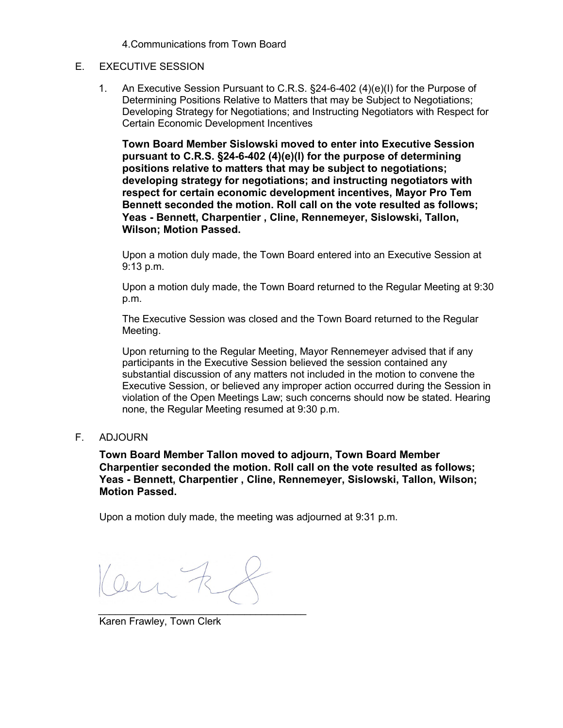4.Communications from Town Board

E. EXECUTIVE SESSION

1. An Executive Session Pursuant to C.R.S. §24-6-402 (4)(e)(I) for the Purpose of Determining Positions Relative to Matters that may be Subject to Negotiations; Developing Strategy for Negotiations; and Instructing Negotiators with Respect for Certain Economic Development Incentives

   **Town Board Member Sislowski moved to enter into Executive Session pursuant to C.R.S. §24-6-402 (4)(e)(I) for the purpose of determining positions relative to matters that may be subject to negotiations; developing strategy for negotiations; and instructing negotiators with respect for certain economic development incentives, Mayor Pro Tem Bennett seconded the motion. Roll call on the vote resulted as follows; Yeas - Bennett, Charpentier , Cline, Rennemeyer, Sislowski, Tallon, Wilson; Motion Passed.**

   Upon a motion duly made, the Town Board entered into an Executive Session at 9:13 p.m.

   Upon a motion duly made, the Town Board returned to the Regular Meeting at 9:30 p.m.

   The Executive Session was closed and the Town Board returned to the Regular Meeting.

   Upon returning to the Regular Meeting, Mayor Rennemeyer advised that if any participants in the Executive Session believed the session contained any substantial discussion of any matters not included in the motion to convene the Executive Session, or believed any improper action occurred during the Session in violation of the Open Meetings Law; such concerns should now be stated. Hearing none, the Regular Meeting resumed at 9:30 p.m.

F. ADJOURN

**Town Board Member Tallon moved to adjourn, Town Board Member Charpentier seconded the motion. Roll call on the vote resulted as follows; Yeas - Bennett, Charpentier , Cline, Rennemeyer, Sislowski, Tallon, Wilson; Motion Passed.**

Upon a motion duly made, the meeting was adjourned at 9:31 p.m.

\_\_\_\_\_\_\_\_\_\_\_\_\_\_\_\_\_\_\_\_\_\_\_\_\_\_\_\_\_\_\_\_\_\_\_\_

Karen Frawley, Town Clerk